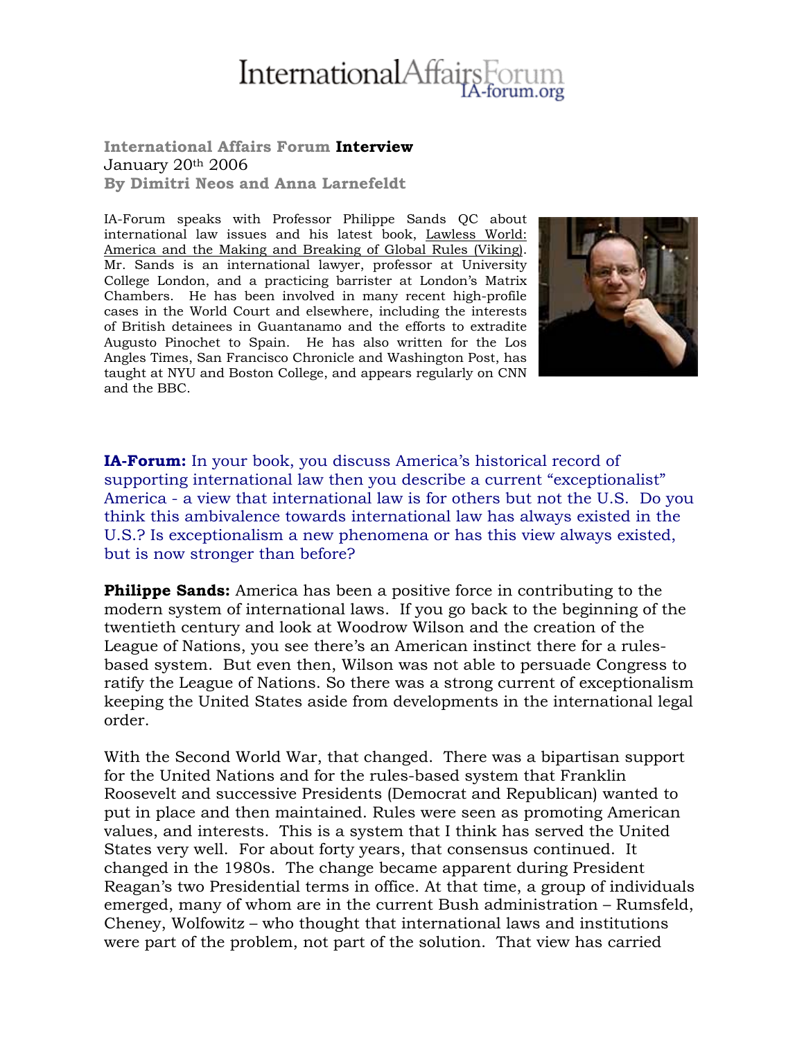# InternationalAffairsForum

IA-forum.org

**International Affairs Forum Interview**
January 20th 2006
**By Dimitri Neos and Anna Larnefeldt**

IA-Forum speaks with Professor Philippe Sands QC about international law issues and his latest book, Lawless World: America and the Making and Breaking of Global Rules (Viking). Mr. Sands is an international lawyer, professor at University College London, and a practicing barrister at London's Matrix Chambers. He has been involved in many recent high-profile cases in the World Court and elsewhere, including the interests of British detainees in Guantanamo and the efforts to extradite Augusto Pinochet to Spain. He has also written for the Los Angles Times, San Francisco Chronicle and Washington Post, has taught at NYU and Boston College, and appears regularly on CNN and the BBC.

**IA-Forum:** In your book, you discuss America's historical record of supporting international law then you describe a current "exceptionalist" America - a view that international law is for others but not the U.S. Do you think this ambivalence towards international law has always existed in the U.S.? Is exceptionalism a new phenomena or has this view always existed, but is now stronger than before?

**Philippe Sands:** America has been a positive force in contributing to the modern system of international laws. If you go back to the beginning of the twentieth century and look at Woodrow Wilson and the creation of the League of Nations, you see there's an American instinct there for a rules-based system. But even then, Wilson was not able to persuade Congress to ratify the League of Nations. So there was a strong current of exceptionalism keeping the United States aside from developments in the international legal order.

With the Second World War, that changed. There was a bipartisan support for the United Nations and for the rules-based system that Franklin Roosevelt and successive Presidents (Democrat and Republican) wanted to put in place and then maintained. Rules were seen as promoting American values, and interests. This is a system that I think has served the United States very well. For about forty years, that consensus continued. It changed in the 1980s. The change became apparent during President Reagan's two Presidential terms in office. At that time, a group of individuals emerged, many of whom are in the current Bush administration – Rumsfeld, Cheney, Wolfowitz – who thought that international laws and institutions were part of the problem, not part of the solution. That view has carried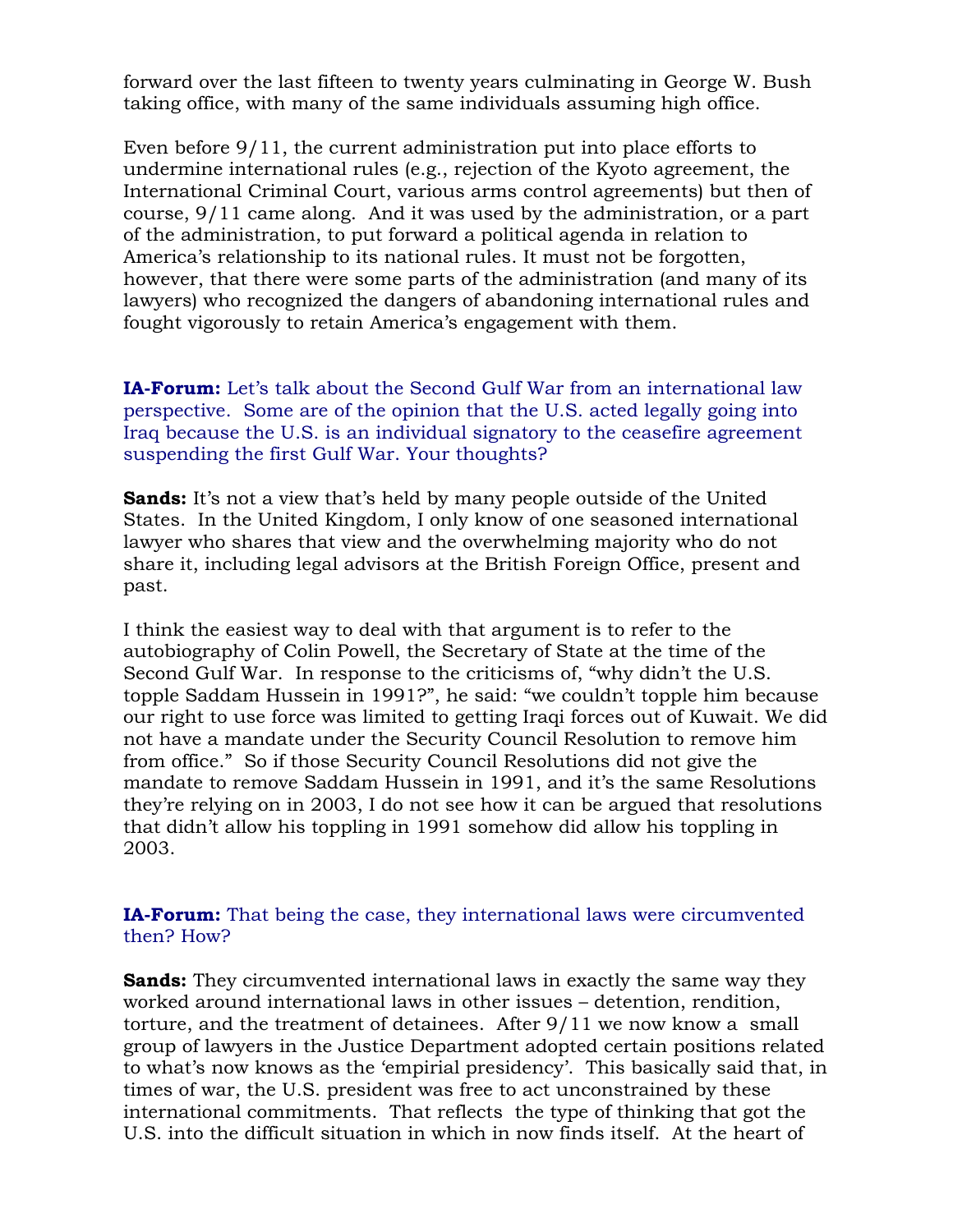forward over the last fifteen to twenty years culminating in George W. Bush taking office, with many of the same individuals assuming high office.

Even before 9/11, the current administration put into place efforts to undermine international rules (e.g., rejection of the Kyoto agreement, the International Criminal Court, various arms control agreements) but then of course, 9/11 came along. And it was used by the administration, or a part of the administration, to put forward a political agenda in relation to America's relationship to its national rules. It must not be forgotten, however, that there were some parts of the administration (and many of its lawyers) who recognized the dangers of abandoning international rules and fought vigorously to retain America's engagement with them.

**IA-Forum:** Let's talk about the Second Gulf War from an international law perspective. Some are of the opinion that the U.S. acted legally going into Iraq because the U.S. is an individual signatory to the ceasefire agreement suspending the first Gulf War. Your thoughts?

**Sands:** It's not a view that's held by many people outside of the United States. In the United Kingdom, I only know of one seasoned international lawyer who shares that view and the overwhelming majority who do not share it, including legal advisors at the British Foreign Office, present and past.

I think the easiest way to deal with that argument is to refer to the autobiography of Colin Powell, the Secretary of State at the time of the Second Gulf War. In response to the criticisms of, "why didn't the U.S. topple Saddam Hussein in 1991?", he said: "we couldn't topple him because our right to use force was limited to getting Iraqi forces out of Kuwait. We did not have a mandate under the Security Council Resolution to remove him from office." So if those Security Council Resolutions did not give the mandate to remove Saddam Hussein in 1991, and it's the same Resolutions they're relying on in 2003, I do not see how it can be argued that resolutions that didn't allow his toppling in 1991 somehow did allow his toppling in 2003.

**IA-Forum:** That being the case, they international laws were circumvented then? How?

**Sands:** They circumvented international laws in exactly the same way they worked around international laws in other issues – detention, rendition, torture, and the treatment of detainees. After 9/11 we now know a small group of lawyers in the Justice Department adopted certain positions related to what's now knows as the 'empirial presidency'. This basically said that, in times of war, the U.S. president was free to act unconstrained by these international commitments. That reflects the type of thinking that got the U.S. into the difficult situation in which in now finds itself. At the heart of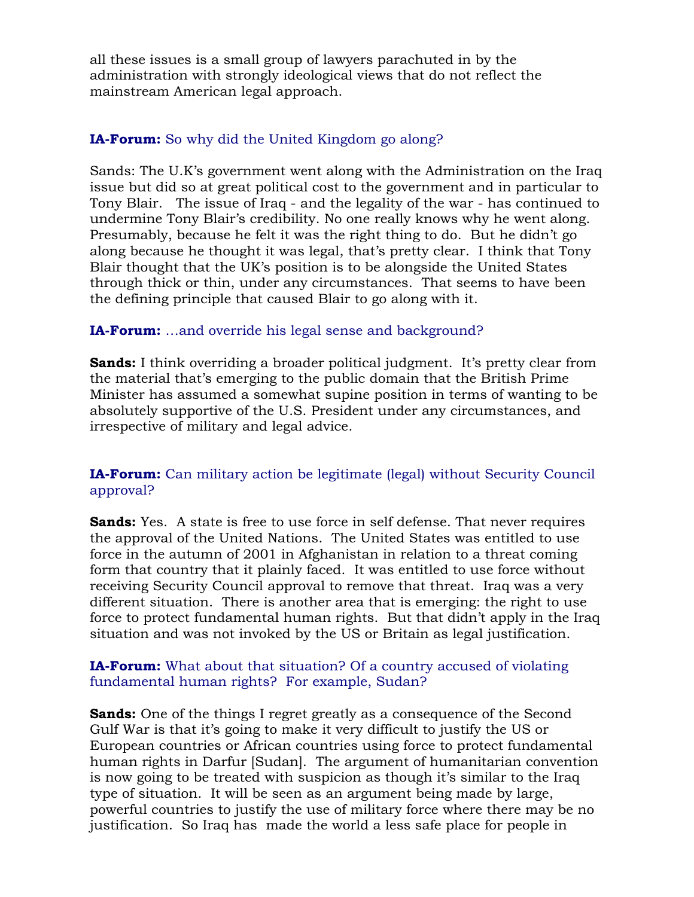all these issues is a small group of lawyers parachuted in by the administration with strongly ideological views that do not reflect the mainstream American legal approach.

**IA-Forum:** So why did the United Kingdom go along?

Sands: The U.K's government went along with the Administration on the Iraq issue but did so at great political cost to the government and in particular to Tony Blair. The issue of Iraq - and the legality of the war - has continued to undermine Tony Blair's credibility. No one really knows why he went along. Presumably, because he felt it was the right thing to do. But he didn't go along because he thought it was legal, that's pretty clear. I think that Tony Blair thought that the UK's position is to be alongside the United States through thick or thin, under any circumstances. That seems to have been the defining principle that caused Blair to go along with it.

**IA-Forum:** …and override his legal sense and background?

**Sands:** I think overriding a broader political judgment. It's pretty clear from the material that's emerging to the public domain that the British Prime Minister has assumed a somewhat supine position in terms of wanting to be absolutely supportive of the U.S. President under any circumstances, and irrespective of military and legal advice.

**IA-Forum:** Can military action be legitimate (legal) without Security Council approval?

**Sands:** Yes. A state is free to use force in self defense. That never requires the approval of the United Nations. The United States was entitled to use force in the autumn of 2001 in Afghanistan in relation to a threat coming form that country that it plainly faced. It was entitled to use force without receiving Security Council approval to remove that threat. Iraq was a very different situation. There is another area that is emerging: the right to use force to protect fundamental human rights. But that didn't apply in the Iraq situation and was not invoked by the US or Britain as legal justification.

**IA-Forum:** What about that situation? Of a country accused of violating fundamental human rights? For example, Sudan?

**Sands:** One of the things I regret greatly as a consequence of the Second Gulf War is that it's going to make it very difficult to justify the US or European countries or African countries using force to protect fundamental human rights in Darfur [Sudan]. The argument of humanitarian convention is now going to be treated with suspicion as though it's similar to the Iraq type of situation. It will be seen as an argument being made by large, powerful countries to justify the use of military force where there may be no justification. So Iraq has made the world a less safe place for people in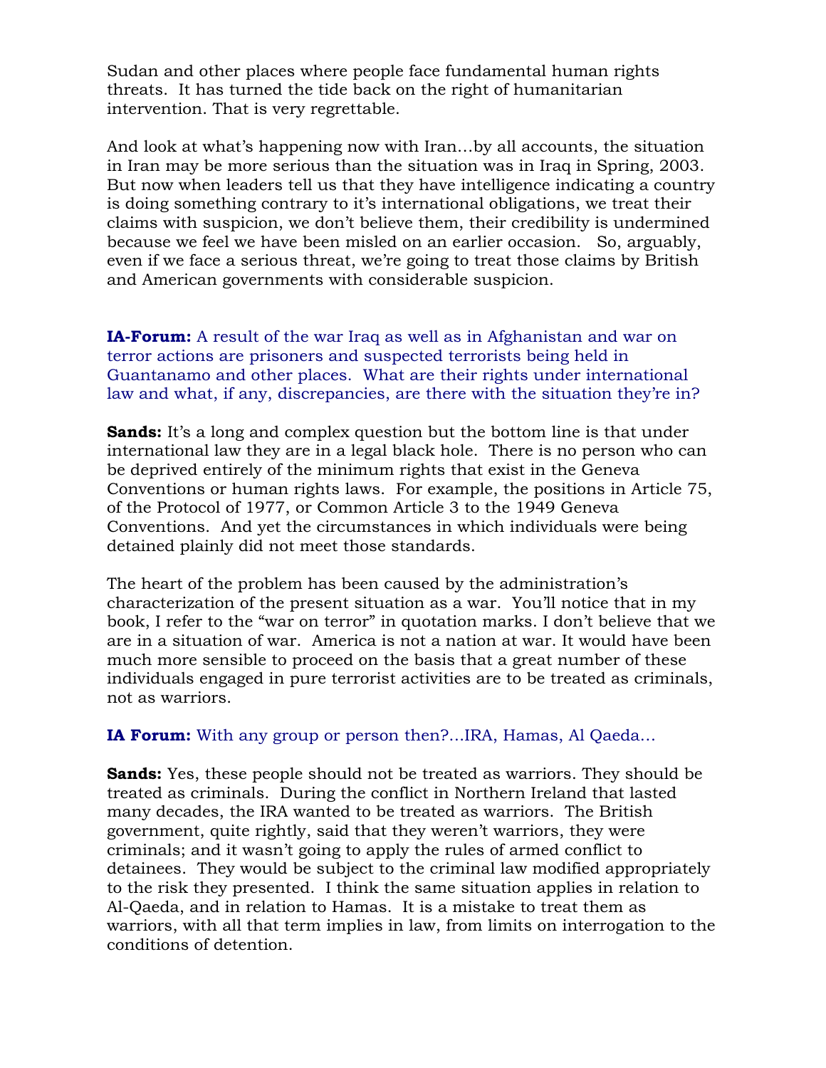Sudan and other places where people face fundamental human rights threats. It has turned the tide back on the right of humanitarian intervention. That is very regrettable.

And look at what's happening now with Iran…by all accounts, the situation in Iran may be more serious than the situation was in Iraq in Spring, 2003. But now when leaders tell us that they have intelligence indicating a country is doing something contrary to it's international obligations, we treat their claims with suspicion, we don't believe them, their credibility is undermined because we feel we have been misled on an earlier occasion. So, arguably, even if we face a serious threat, we're going to treat those claims by British and American governments with considerable suspicion.

**IA-Forum:** A result of the war Iraq as well as in Afghanistan and war on terror actions are prisoners and suspected terrorists being held in Guantanamo and other places. What are their rights under international law and what, if any, discrepancies, are there with the situation they're in?

**Sands:** It's a long and complex question but the bottom line is that under international law they are in a legal black hole. There is no person who can be deprived entirely of the minimum rights that exist in the Geneva Conventions or human rights laws. For example, the positions in Article 75, of the Protocol of 1977, or Common Article 3 to the 1949 Geneva Conventions. And yet the circumstances in which individuals were being detained plainly did not meet those standards.

The heart of the problem has been caused by the administration's characterization of the present situation as a war. You'll notice that in my book, I refer to the "war on terror" in quotation marks. I don't believe that we are in a situation of war. America is not a nation at war. It would have been much more sensible to proceed on the basis that a great number of these individuals engaged in pure terrorist activities are to be treated as criminals, not as warriors.

**IA Forum:** With any group or person then?…IRA, Hamas, Al Qaeda…

**Sands:** Yes, these people should not be treated as warriors. They should be treated as criminals. During the conflict in Northern Ireland that lasted many decades, the IRA wanted to be treated as warriors. The British government, quite rightly, said that they weren't warriors, they were criminals; and it wasn't going to apply the rules of armed conflict to detainees. They would be subject to the criminal law modified appropriately to the risk they presented. I think the same situation applies in relation to Al-Qaeda, and in relation to Hamas. It is a mistake to treat them as warriors, with all that term implies in law, from limits on interrogation to the conditions of detention.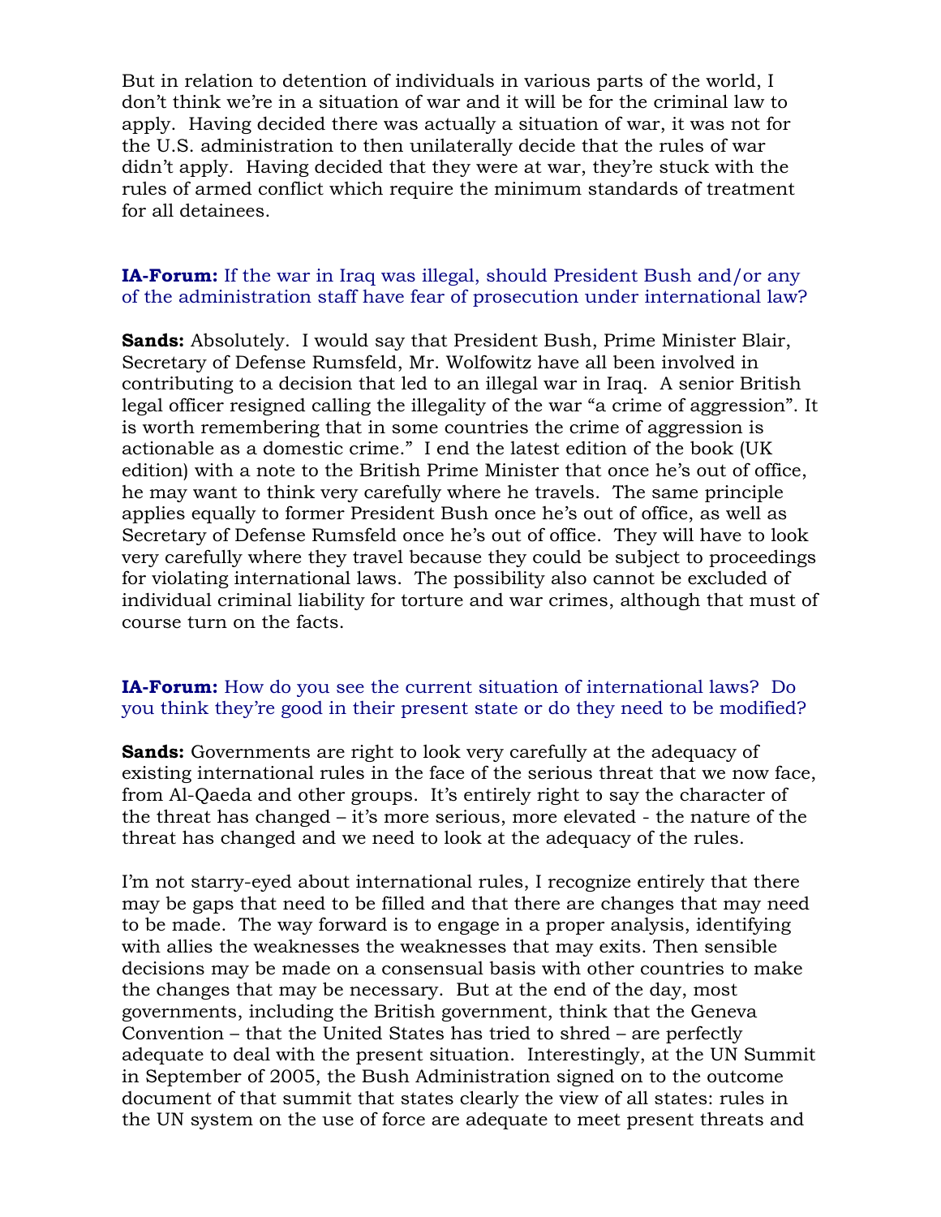But in relation to detention of individuals in various parts of the world, I don't think we're in a situation of war and it will be for the criminal law to apply. Having decided there was actually a situation of war, it was not for the U.S. administration to then unilaterally decide that the rules of war didn't apply. Having decided that they were at war, they're stuck with the rules of armed conflict which require the minimum standards of treatment for all detainees.

**IA-Forum:** If the war in Iraq was illegal, should President Bush and/or any of the administration staff have fear of prosecution under international law?

**Sands:** Absolutely. I would say that President Bush, Prime Minister Blair, Secretary of Defense Rumsfeld, Mr. Wolfowitz have all been involved in contributing to a decision that led to an illegal war in Iraq. A senior British legal officer resigned calling the illegality of the war "a crime of aggression". It is worth remembering that in some countries the crime of aggression is actionable as a domestic crime." I end the latest edition of the book (UK edition) with a note to the British Prime Minister that once he's out of office, he may want to think very carefully where he travels. The same principle applies equally to former President Bush once he's out of office, as well as Secretary of Defense Rumsfeld once he's out of office. They will have to look very carefully where they travel because they could be subject to proceedings for violating international laws. The possibility also cannot be excluded of individual criminal liability for torture and war crimes, although that must of course turn on the facts.

**IA-Forum:** How do you see the current situation of international laws? Do you think they're good in their present state or do they need to be modified?

**Sands:** Governments are right to look very carefully at the adequacy of existing international rules in the face of the serious threat that we now face, from Al-Qaeda and other groups. It's entirely right to say the character of the threat has changed – it's more serious, more elevated - the nature of the threat has changed and we need to look at the adequacy of the rules.

I'm not starry-eyed about international rules, I recognize entirely that there may be gaps that need to be filled and that there are changes that may need to be made. The way forward is to engage in a proper analysis, identifying with allies the weaknesses the weaknesses that may exits. Then sensible decisions may be made on a consensual basis with other countries to make the changes that may be necessary. But at the end of the day, most governments, including the British government, think that the Geneva Convention – that the United States has tried to shred – are perfectly adequate to deal with the present situation. Interestingly, at the UN Summit in September of 2005, the Bush Administration signed on to the outcome document of that summit that states clearly the view of all states: rules in the UN system on the use of force are adequate to meet present threats and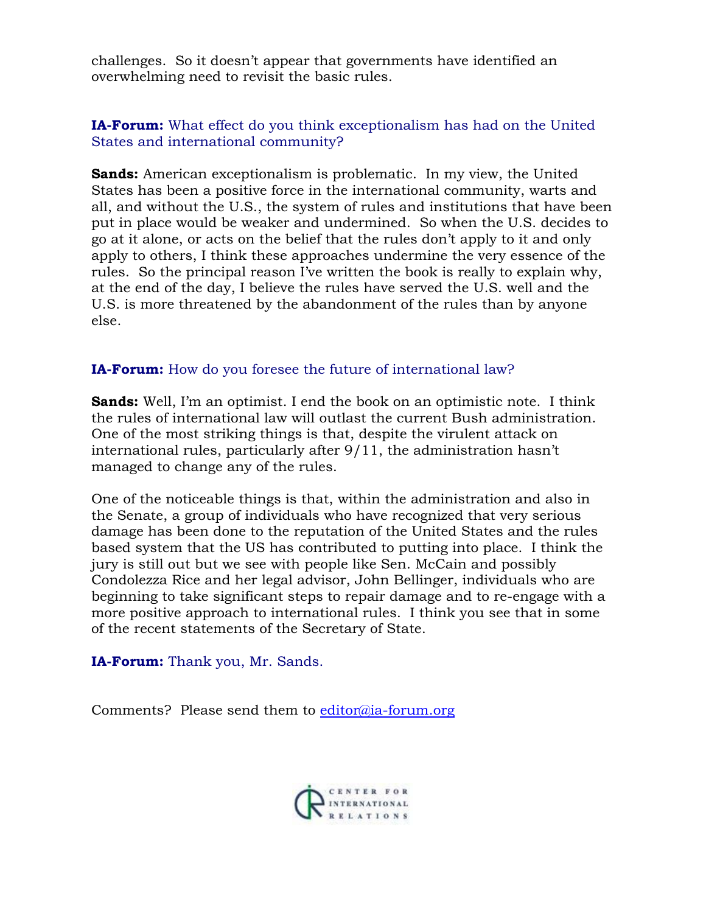challenges. So it doesn't appear that governments have identified an overwhelming need to revisit the basic rules.

**IA-Forum:** What effect do you think exceptionalism has had on the United States and international community?

**Sands:** American exceptionalism is problematic. In my view, the United States has been a positive force in the international community, warts and all, and without the U.S., the system of rules and institutions that have been put in place would be weaker and undermined. So when the U.S. decides to go at it alone, or acts on the belief that the rules don't apply to it and only apply to others, I think these approaches undermine the very essence of the rules. So the principal reason I've written the book is really to explain why, at the end of the day, I believe the rules have served the U.S. well and the U.S. is more threatened by the abandonment of the rules than by anyone else.

**IA-Forum:** How do you foresee the future of international law?

**Sands:** Well, I'm an optimist. I end the book on an optimistic note. I think the rules of international law will outlast the current Bush administration. One of the most striking things is that, despite the virulent attack on international rules, particularly after 9/11, the administration hasn't managed to change any of the rules.

One of the noticeable things is that, within the administration and also in the Senate, a group of individuals who have recognized that very serious damage has been done to the reputation of the United States and the rules based system that the US has contributed to putting into place. I think the jury is still out but we see with people like Sen. McCain and possibly Condolezza Rice and her legal advisor, John Bellinger, individuals who are beginning to take significant steps to repair damage and to re-engage with a more positive approach to international rules. I think you see that in some of the recent statements of the Secretary of State.

**IA-Forum:** Thank you, Mr. Sands.

Comments? Please send them to editor@ia-forum.org

CENTER FOR INTERNATIONAL RELATIONS